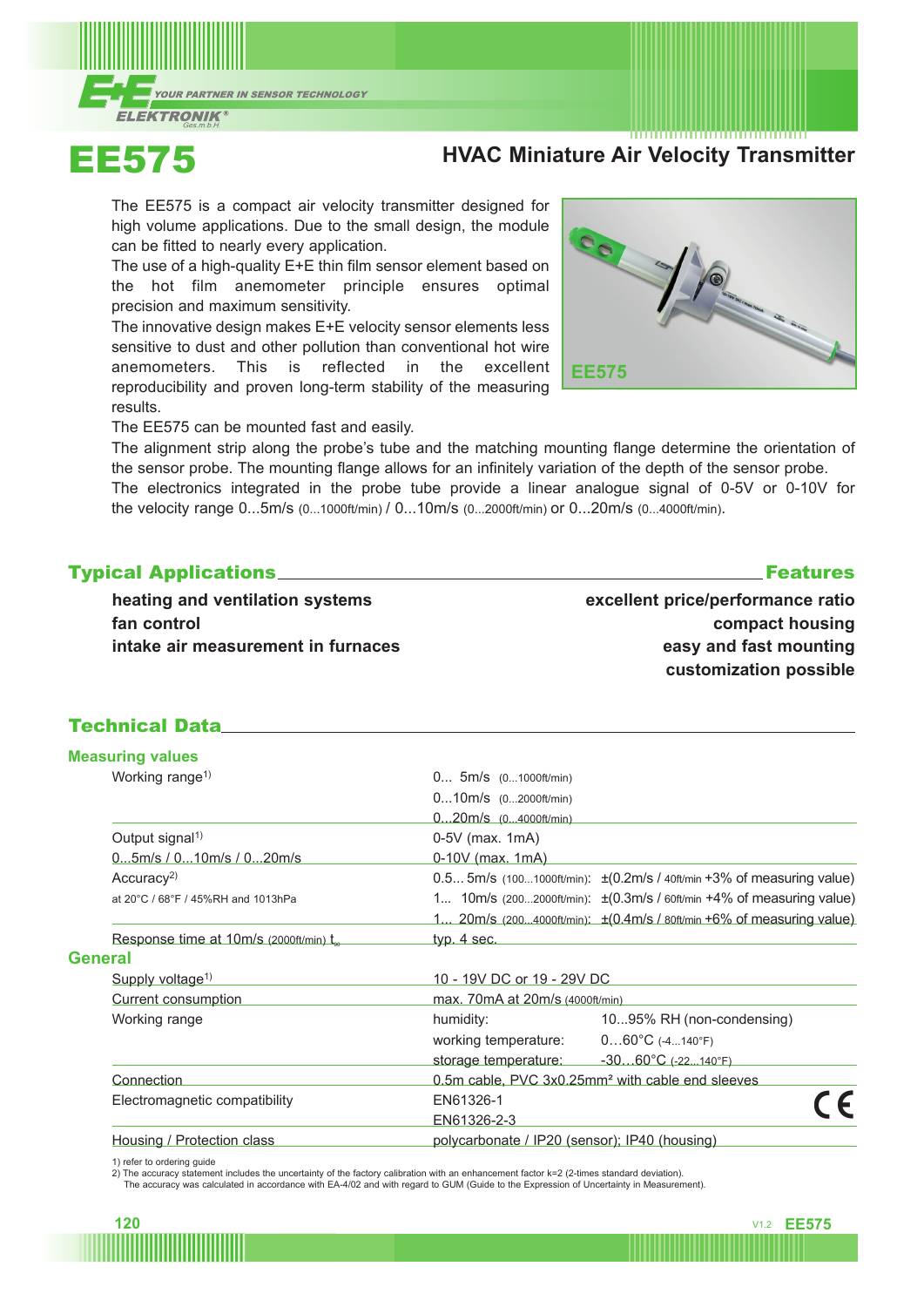# EE575

## HVAC Miniature Air Velocity Transmitter

The EE575 is a compact air velocity transmitter designed for high volume applications. Due to the small design, the module can be fitted to nearly every application.

The use of a high-quality E+E thin film sensor element based on the hot film anemometer principle ensures optimal precision and maximum sensitivity.

The innovative design makes E+E velocity sensor elements less sensitive to dust and other pollution than conventional hot wire anemometers. This is reflected in the excellent reproducibility and proven long-term stability of the measuring results.

The EE575 can be mounted fast and easily.

The alignment strip along the probe's tube and the matching mounting flange determine the orientation of the sensor probe. The mounting flange allows for an infinitely variation of the depth of the sensor probe.

The electronics integrated in the probe tube provide a linear analogue signal of 0-5V or 0-10V for the velocity range 0...5m/s (0...1000ft/min) / 0...10m/s (0...2000ft/min) or 0...20m/s (0...4000ft/min).

## Typical Applications

**heating and ventilation systems**
**fan control**
**intake air measurement in furnaces**

## Features

**excellent price/performance ratio**
**compact housing**
**easy and fast mounting**
**customization possible**

## Technical Data

### Measuring values

| | | |
|---|---|---|
| Working range[1] | 0... 5m/s (0...1000ft/min) | |
| | 0...10m/s (0...2000ft/min) | |
| | 0...20m/s (0...4000ft/min) | |
| Output signal[1] | 0-5V (max. 1mA) | |
| 0...5m/s / 0...10m/s / 0...20m/s | 0-10V (max. 1mA) | |
| Accuracy[2] | 0.5... 5m/s (100...1000ft/min): | ±(0.2m/s / 40ft/min +3% of measuring value) |
| at 20°C / 68°F / 45%RH and 1013hPa | 1... 10m/s (200...2000ft/min): | ±(0.3m/s / 60ft/min +4% of measuring value) |
| | 1... 20m/s (200...4000ft/min): | ±(0.4m/s / 80ft/min +6% of measuring value) |
| Response time at 10m/s (2000ft/min) $t_{90}$ | typ. 4 sec. | |

### General

| | | |
|---|---|---|
| Supply voltage[1] | 10 - 19V DC or 19 - 29V DC | |
| Current consumption | max. 70mA at 20m/s (4000ft/min) | |
| Working range | humidity: | 10...95% RH (non-condensing) |
| | working temperature: | 0…60°C (-4...140°F) |
| | storage temperature: | -30…60°C (-22...140°F) |
| Connection | 0.5m cable, PVC 3x0.25mm² with cable end sleeves | |
| Electromagnetic compatibility | EN61326-1 | CE |
| | EN61326-2-3 | |
| Housing / Protection class | polycarbonate / IP20 (sensor); IP40 (housing) | |

1) refer to ordering guide
2) The accuracy statement includes the uncertainty of the factory calibration with an enhancement factor k=2 (2-times standard deviation).
The accuracy was calculated in accordance with EA-4/02 and with regard to GUM (Guide to the Expression of Uncertainty in Measurement).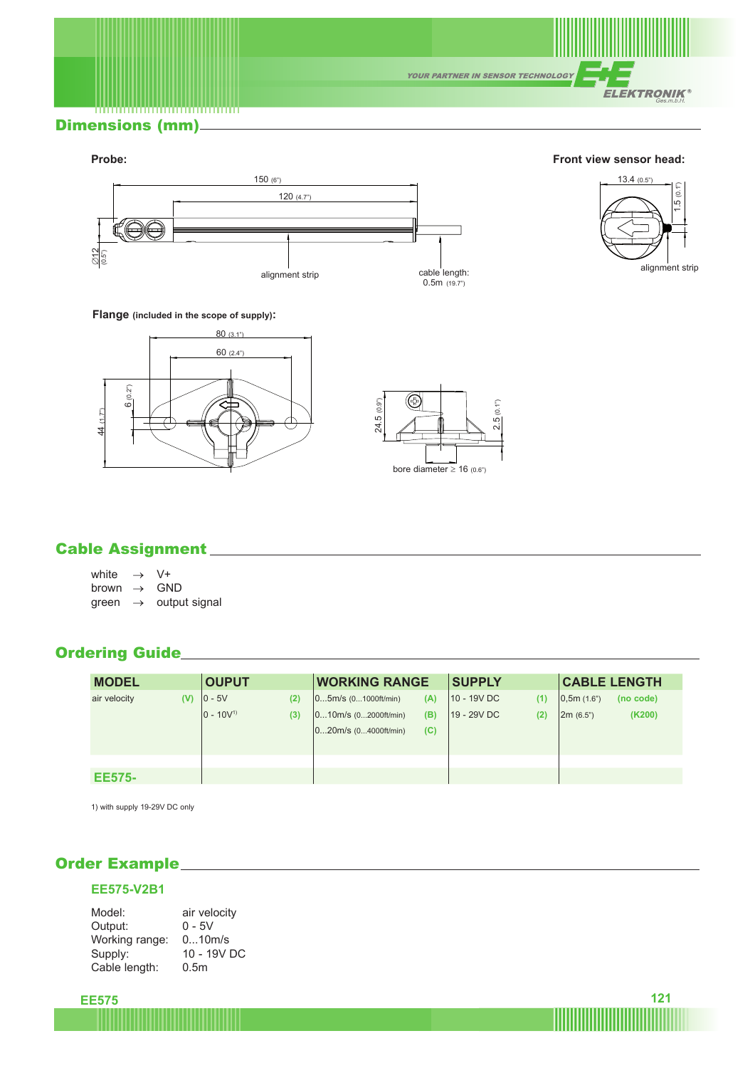## Dimensions (mm)

**Probe:**

150 (6")
120 (4.7")
∅12 (0.5")
alignment strip
cable length: 0.5m (19.7")

**Front view sensor head:**

13.4 (0.5")
1.5 (0.1")
alignment strip

**Flange** (included in the scope of supply)**:**

80 (3.1")
60 (2.4")
6 (0.2")
44 (1.7")
24.5 (0.9")
2.5 (0.1")
bore diameter ≥ 16 (0.6")

## Cable Assignment

white → V+
brown → GND
green → output signal

## Ordering Guide

| MODEL | | OUPUT | | WORKING RANGE | | SUPPLY | | CABLE LENGTH | |
|---|---|---|---|---|---|---|---|---|---|
| air velocity | (V) | 0 - 5V | (2) | 0...5m/s (0...1000ft/min) | (A) | 10 - 19V DC | (1) | 0,5m (1.6") | (no code) |
| | | 0 - 10V[1] | (3) | 0...10m/s (0...2000ft/min) | (B) | 19 - 29V DC | (2) | 2m (6.5") | (K200) |
| | | | | 0...20m/s (0...4000ft/min) | (C) | | | | |
| EE575- | | | | | | | | | |

1) with supply 19-29V DC only

## Order Example

### EE575-V2B1

| | |
|---|---|
| Model: | air velocity |
| Output: | 0 - 5V |
| Working range: | 0...10m/s |
| Supply: | 10 - 19V DC |
| Cable length: | 0.5m |